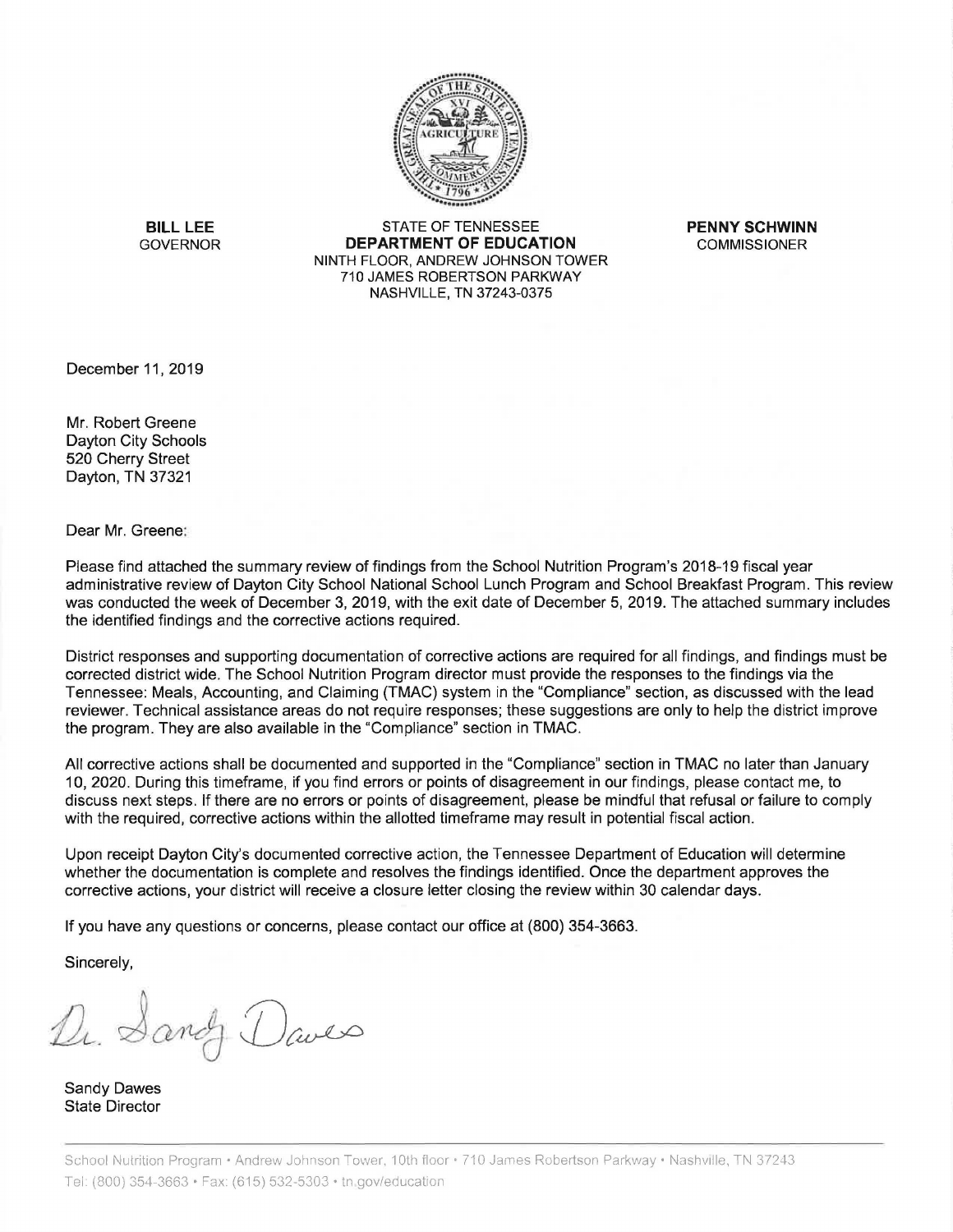**BILL LEE**
GOVERNOR

STATE OF TENNESSEE
**DEPARTMENT OF EDUCATION**
NINTH FLOOR, ANDREW JOHNSON TOWER
710 JAMES ROBERTSON PARKWAY
NASHVILLE, TN 37243-0375

**PENNY SCHWINN**
COMMISSIONER

December 11, 2019

Mr. Robert Greene
Dayton City Schools
520 Cherry Street
Dayton, TN 37321

Dear Mr. Greene:

Please find attached the summary review of findings from the School Nutrition Program's 2018-19 fiscal year administrative review of Dayton City School National School Lunch Program and School Breakfast Program. This review was conducted the week of December 3, 2019, with the exit date of December 5, 2019. The attached summary includes the identified findings and the corrective actions required.

District responses and supporting documentation of corrective actions are required for all findings, and findings must be corrected district wide. The School Nutrition Program director must provide the responses to the findings via the Tennessee: Meals, Accounting, and Claiming (TMAC) system in the "Compliance" section, as discussed with the lead reviewer. Technical assistance areas do not require responses; these suggestions are only to help the district improve the program. They are also available in the "Compliance" section in TMAC.

All corrective actions shall be documented and supported in the "Compliance" section in TMAC no later than January 10, 2020. During this timeframe, if you find errors or points of disagreement in our findings, please contact me, to discuss next steps. If there are no errors or points of disagreement, please be mindful that refusal or failure to comply with the required, corrective actions within the allotted timeframe may result in potential fiscal action.

Upon receipt Dayton City's documented corrective action, the Tennessee Department of Education will determine whether the documentation is complete and resolves the findings identified. Once the department approves the corrective actions, your district will receive a closure letter closing the review within 30 calendar days.

If you have any questions or concerns, please contact our office at (800) 354-3663.

Sincerely,

Dr. Sandy Dawes

Sandy Dawes
State Director

School Nutrition Program • Andrew Johnson Tower, 10th floor • 710 James Robertson Parkway • Nashville, TN 37243
Tel: (800) 354-3663 • Fax: (615) 532-5303 • tn.gov/education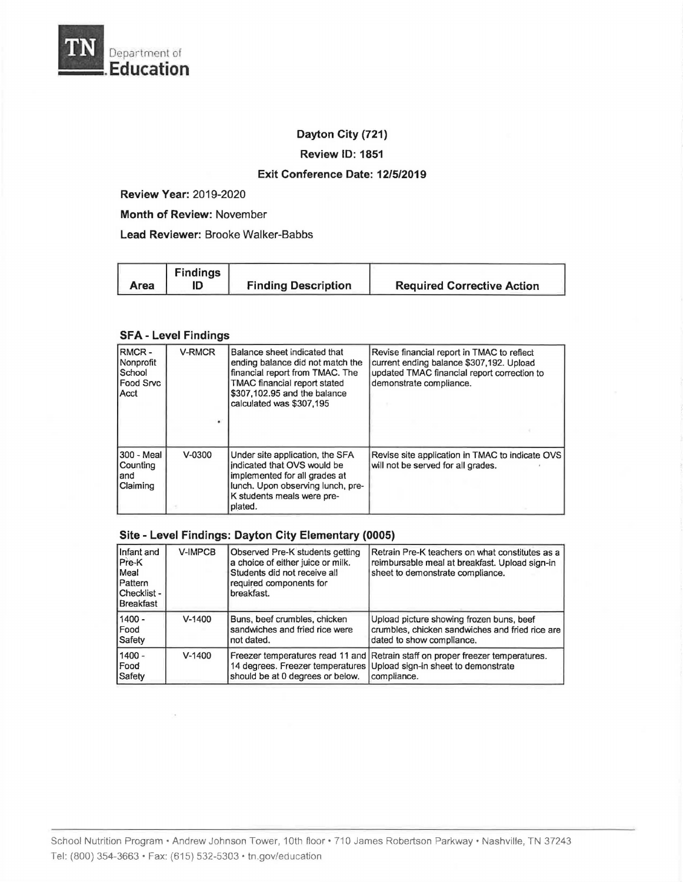TN Department of Education

**Dayton City (721)**

**Review ID: 1851**

**Exit Conference Date: 12/5/2019**

**Review Year:** 2019-2020

**Month of Review:** November

**Lead Reviewer:** Brooke Walker-Babbs

| Area | Findings ID | Finding Description | Required Corrective Action |
|---|---|---|---|

### SFA - Level Findings

| Area | Findings ID | Finding Description | Required Corrective Action |
|---|---|---|---|
| RMCR - Nonprofit School Food Srvc Acct | V-RMCR | Balance sheet indicated that ending balance did not match the financial report from TMAC. The TMAC financial report stated $307,102.95 and the balance calculated was $307,195 | Revise financial report in TMAC to reflect current ending balance $307,192. Upload updated TMAC financial report correction to demonstrate compliance. |
| 300 - Meal Counting and Claiming | V-0300 | Under site application, the SFA indicated that OVS would be implemented for all grades at lunch. Upon observing lunch, pre-K students meals were pre-plated. | Revise site application in TMAC to indicate OVS will not be served for all grades. |

### Site - Level Findings: Dayton City Elementary (0005)

| Area | Findings ID | Finding Description | Required Corrective Action |
|---|---|---|---|
| Infant and Pre-K Meal Pattern Checklist - Breakfast | V-IMPCB | Observed Pre-K students getting a choice of either juice or milk. Students did not receive all required components for breakfast. | Retrain Pre-K teachers on what constitutes as a reimbursable meal at breakfast. Upload sign-in sheet to demonstrate compliance. |
| 1400 - Food Safety | V-1400 | Buns, beef crumbles, chicken sandwiches and fried rice were not dated. | Upload picture showing frozen buns, beef crumbles, chicken sandwiches and fried rice are dated to show compliance. |
| 1400 - Food Safety | V-1400 | Freezer temperatures read 11 and 14 degrees. Freezer temperatures should be at 0 degrees or below. | Retrain staff on proper freezer temperatures. Upload sign-in sheet to demonstrate compliance. |

School Nutrition Program • Andrew Johnson Tower, 10th floor • 710 James Robertson Parkway • Nashville, TN 37243
Tel: (800) 354-3663 • Fax: (615) 532-5303 • tn.gov/education